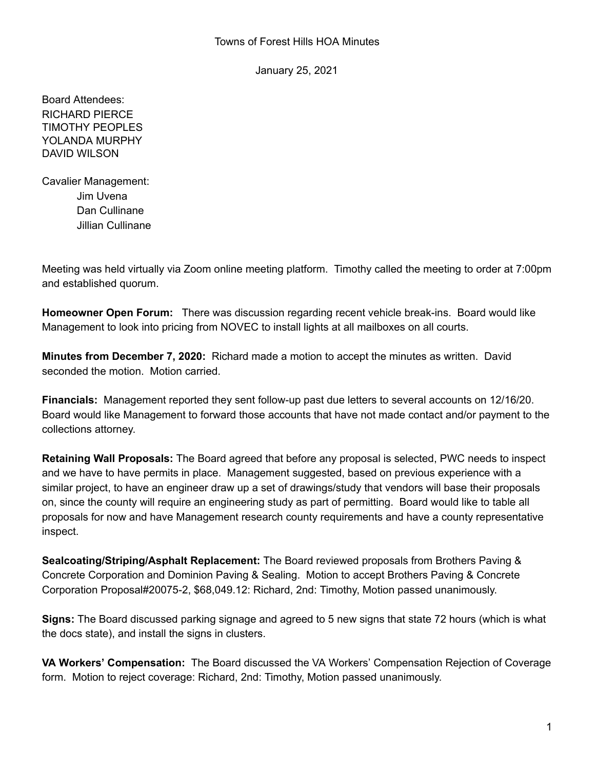# Towns of Forest Hills HOA Minutes

January 25, 2021

Board Attendees:
RICHARD PIERCE
TIMOTHY PEOPLES
YOLANDA MURPHY
DAVID WILSON

Cavalier Management:
- Jim Uvena
- Dan Cullinane
- Jillian Cullinane

Meeting was held virtually via Zoom online meeting platform. Timothy called the meeting to order at 7:00pm and established quorum.

**Homeowner Open Forum:** There was discussion regarding recent vehicle break-ins. Board would like Management to look into pricing from NOVEC to install lights at all mailboxes on all courts.

**Minutes from December 7, 2020:** Richard made a motion to accept the minutes as written. David seconded the motion. Motion carried.

**Financials:** Management reported they sent follow-up past due letters to several accounts on 12/16/20. Board would like Management to forward those accounts that have not made contact and/or payment to the collections attorney.

**Retaining Wall Proposals:** The Board agreed that before any proposal is selected, PWC needs to inspect and we have to have permits in place. Management suggested, based on previous experience with a similar project, to have an engineer draw up a set of drawings/study that vendors will base their proposals on, since the county will require an engineering study as part of permitting. Board would like to table all proposals for now and have Management research county requirements and have a county representative inspect.

**Sealcoating/Striping/Asphalt Replacement:** The Board reviewed proposals from Brothers Paving & Concrete Corporation and Dominion Paving & Sealing. Motion to accept Brothers Paving & Concrete Corporation Proposal#20075-2, $68,049.12: Richard, 2nd: Timothy, Motion passed unanimously.

**Signs:** The Board discussed parking signage and agreed to 5 new signs that state 72 hours (which is what the docs state), and install the signs in clusters.

**VA Workers' Compensation:** The Board discussed the VA Workers' Compensation Rejection of Coverage form. Motion to reject coverage: Richard, 2nd: Timothy, Motion passed unanimously.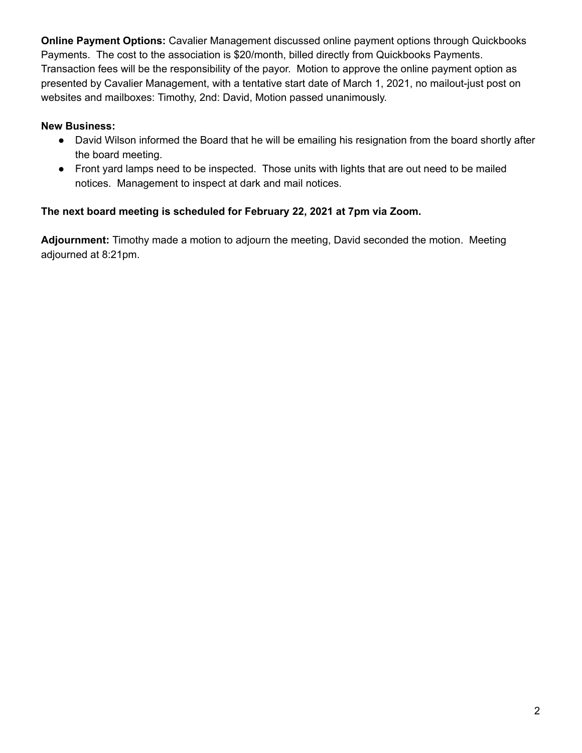**Online Payment Options:** Cavalier Management discussed online payment options through Quickbooks Payments. The cost to the association is $20/month, billed directly from Quickbooks Payments. Transaction fees will be the responsibility of the payor. Motion to approve the online payment option as presented by Cavalier Management, with a tentative start date of March 1, 2021, no mailout-just post on websites and mailboxes: Timothy, 2nd: David, Motion passed unanimously.

**New Business:**

- David Wilson informed the Board that he will be emailing his resignation from the board shortly after the board meeting.
- Front yard lamps need to be inspected. Those units with lights that are out need to be mailed notices. Management to inspect at dark and mail notices.

**The next board meeting is scheduled for February 22, 2021 at 7pm via Zoom.**

**Adjournment:** Timothy made a motion to adjourn the meeting, David seconded the motion. Meeting adjourned at 8:21pm.